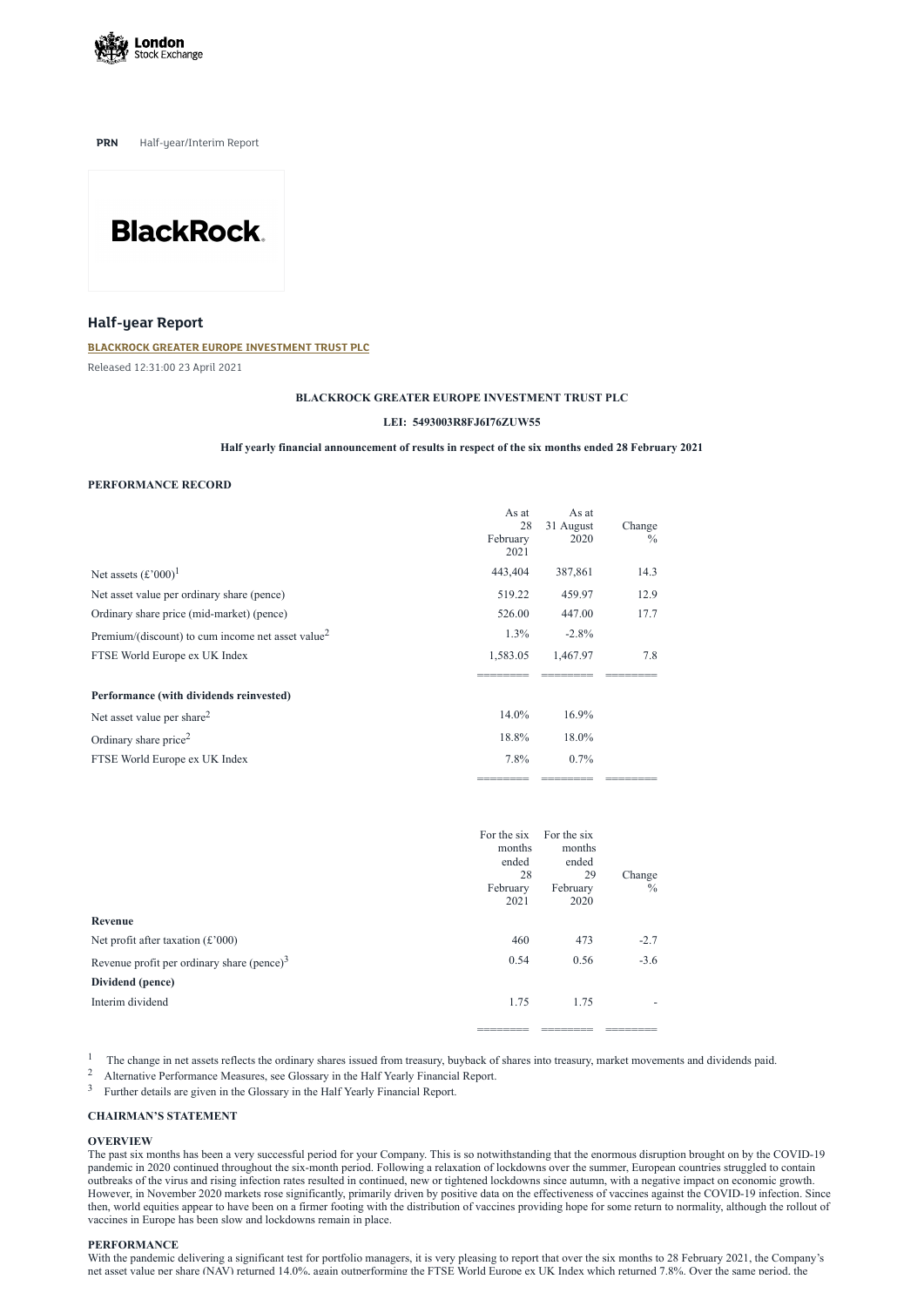PRN Half-year/Interim Report

## Half-year Report

**BLACKROCK GREATER EUROPE INVESTMENT TRUST PLC**

Released 12:31:00 23 April 2021

**BLACKROCK GREATER EUROPE INVESTMENT TRUST PLC**

**LEI: 5493003R8FJ6I76ZUW55**

**Half yearly financial announcement of results in respect of the six months ended 28 February 2021**

**PERFORMANCE RECORD**

| | As at 28 February 2021 | As at 31 August 2020 | Change % |
|---|---|---|---|
| Net assets (£'000)[1] | 443,404 | 387,861 | 14.3 |
| Net asset value per ordinary share (pence) | 519.22 | 459.97 | 12.9 |
| Ordinary share price (mid-market) (pence) | 526.00 | 447.00 | 17.7 |
| Premium/(discount) to cum income net asset value[2] | 1.3% | -2.8% | |
| FTSE World Europe ex UK Index | 1,583.05 | 1,467.97 | 7.8 |
| **Performance (with dividends reinvested)** | | | |
| Net asset value per share[2] | 14.0% | 16.9% | |
| Ordinary share price[2] | 18.8% | 18.0% | |
| FTSE World Europe ex UK Index | 7.8% | 0.7% | |

| | For the six months ended 28 February 2021 | For the six months ended 29 February 2020 | Change % |
|---|---|---|---|
| **Revenue** | | | |
| Net profit after taxation (£'000) | 460 | 473 | -2.7 |
| Revenue profit per ordinary share (pence)[3] | 0.54 | 0.56 | -3.6 |
| **Dividend (pence)** | | | |
| Interim dividend | 1.75 | 1.75 | - |

1 The change in net assets reflects the ordinary shares issued from treasury, buyback of shares into treasury, market movements and dividends paid.

2 Alternative Performance Measures, see Glossary in the Half Yearly Financial Report.

3 Further details are given in the Glossary in the Half Yearly Financial Report.

**CHAIRMAN'S STATEMENT**

**OVERVIEW**

The past six months has been a very successful period for your Company. This is so notwithstanding that the enormous disruption brought on by the COVID-19 pandemic in 2020 continued throughout the six-month period. Following a relaxation of lockdowns over the summer, European countries struggled to contain outbreaks of the virus and rising infection rates resulted in continued, new or tightened lockdowns since autumn, with a negative impact on economic growth. However, in November 2020 markets rose significantly, primarily driven by positive data on the effectiveness of vaccines against the COVID-19 infection. Since then, world equities appear to have been on a firmer footing with the distribution of vaccines providing hope for some return to normality, although the rollout of vaccines in Europe has been slow and lockdowns remain in place.

**PERFORMANCE**

With the pandemic delivering a significant test for portfolio managers, it is very pleasing to report that over the six months to 28 February 2021, the Company's net asset value per share (NAV) returned 14.0%, again outperforming the FTSE World Europe ex UK Index which returned 7.8%. Over the same period, the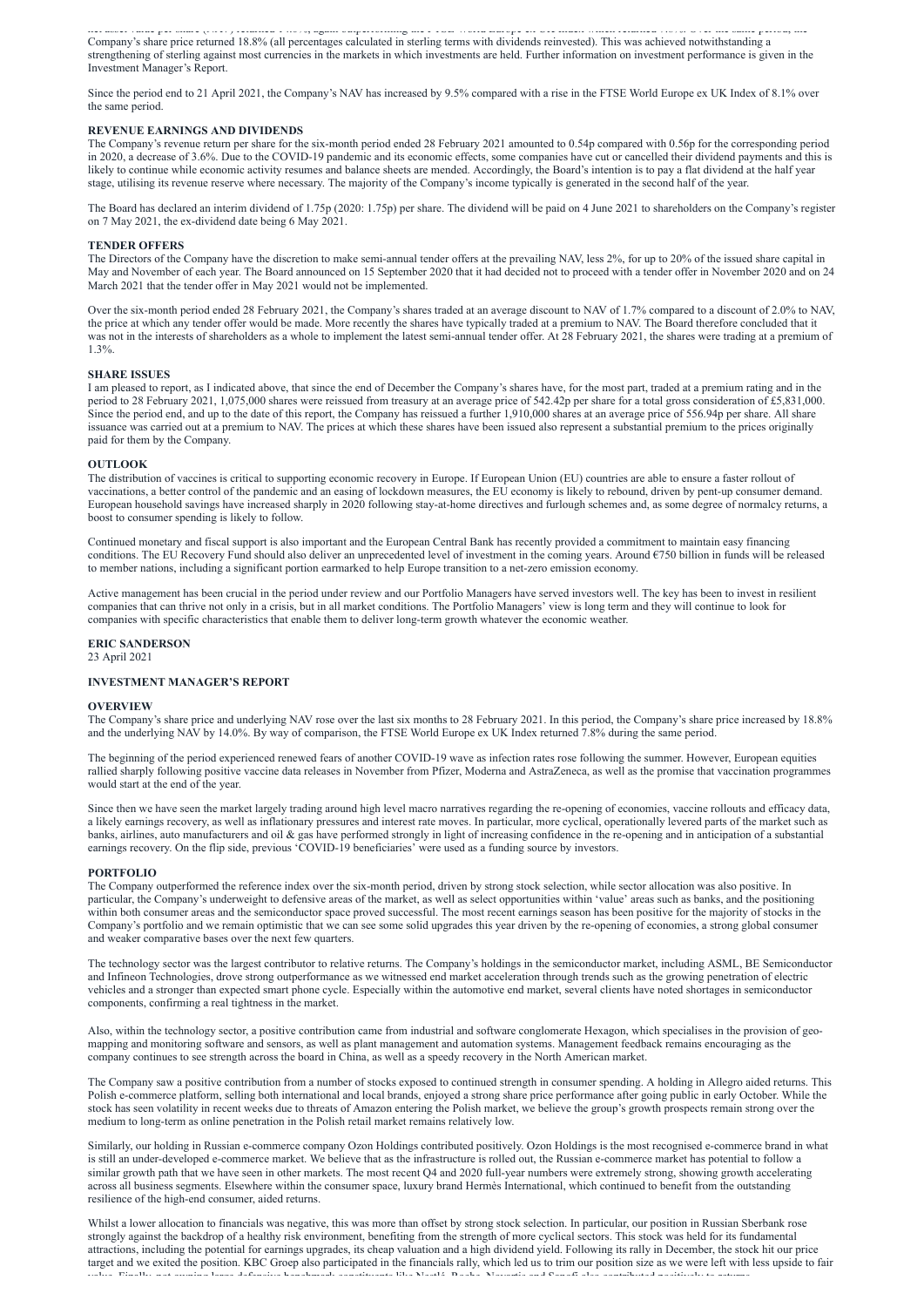net asset value per share (NAV) returned 14.0%, again outperforming the FTSE World Europe ex UK Index which returned 7.8%. Over the same period, the Company's share price returned 18.8% (all percentages calculated in sterling terms with dividends reinvested). This was achieved notwithstanding a strengthening of sterling against most currencies in the markets in which investments are held. Further information on investment performance is given in the Investment Manager's Report.

Since the period end to 21 April 2021, the Company's NAV has increased by 9.5% compared with a rise in the FTSE World Europe ex UK Index of 8.1% over the same period.

### REVENUE EARNINGS AND DIVIDENDS

The Company's revenue return per share for the six-month period ended 28 February 2021 amounted to 0.54p compared with 0.56p for the corresponding period in 2020, a decrease of 3.6%. Due to the COVID-19 pandemic and its economic effects, some companies have cut or cancelled their dividend payments and this is likely to continue while economic activity resumes and balance sheets are mended. Accordingly, the Board's intention is to pay a flat dividend at the half year stage, utilising its revenue reserve where necessary. The majority of the Company's income typically is generated in the second half of the year.

The Board has declared an interim dividend of 1.75p (2020: 1.75p) per share. The dividend will be paid on 4 June 2021 to shareholders on the Company's register on 7 May 2021, the ex-dividend date being 6 May 2021.

### TENDER OFFERS

The Directors of the Company have the discretion to make semi-annual tender offers at the prevailing NAV, less 2%, for up to 20% of the issued share capital in May and November of each year. The Board announced on 15 September 2020 that it had decided not to proceed with a tender offer in November 2020 and on 24 March 2021 that the tender offer in May 2021 would not be implemented.

Over the six-month period ended 28 February 2021, the Company's shares traded at an average discount to NAV of 1.7% compared to a discount of 2.0% to NAV, the price at which any tender offer would be made. More recently the shares have typically traded at a premium to NAV. The Board therefore concluded that it was not in the interests of shareholders as a whole to implement the latest semi-annual tender offer. At 28 February 2021, the shares were trading at a premium of 1.3%.

### SHARE ISSUES

I am pleased to report, as I indicated above, that since the end of December the Company's shares have, for the most part, traded at a premium rating and in the period to 28 February 2021, 1,075,000 shares were reissued from treasury at an average price of 542.42p per share for a total gross consideration of £5,831,000. Since the period end, and up to the date of this report, the Company has reissued a further 1,910,000 shares at an average price of 556.94p per share. All share issuance was carried out at a premium to NAV. The prices at which these shares have been issued also represent a substantial premium to the prices originally paid for them by the Company.

### OUTLOOK

The distribution of vaccines is critical to supporting economic recovery in Europe. If European Union (EU) countries are able to ensure a faster rollout of vaccinations, a better control of the pandemic and an easing of lockdown measures, the EU economy is likely to rebound, driven by pent-up consumer demand. European household savings have increased sharply in 2020 following stay-at-home directives and furlough schemes and, as some degree of normalcy returns, a boost to consumer spending is likely to follow.

Continued monetary and fiscal support is also important and the European Central Bank has recently provided a commitment to maintain easy financing conditions. The EU Recovery Fund should also deliver an unprecedented level of investment in the coming years. Around €750 billion in funds will be released to member nations, including a significant portion earmarked to help Europe transition to a net-zero emission economy.

Active management has been crucial in the period under review and our Portfolio Managers have served investors well. The key has been to invest in resilient companies that can thrive not only in a crisis, but in all market conditions. The Portfolio Managers' view is long term and they will continue to look for companies with specific characteristics that enable them to deliver long-term growth whatever the economic weather.

**ERIC SANDERSON**
23 April 2021

## INVESTMENT MANAGER'S REPORT

### OVERVIEW

The Company's share price and underlying NAV rose over the last six months to 28 February 2021. In this period, the Company's share price increased by 18.8% and the underlying NAV by 14.0%. By way of comparison, the FTSE World Europe ex UK Index returned 7.8% during the same period.

The beginning of the period experienced renewed fears of another COVID-19 wave as infection rates rose following the summer. However, European equities rallied sharply following positive vaccine data releases in November from Pfizer, Moderna and AstraZeneca, as well as the promise that vaccination programmes would start at the end of the year.

Since then we have seen the market largely trading around high level macro narratives regarding the re-opening of economies, vaccine rollouts and efficacy data, a likely earnings recovery, as well as inflationary pressures and interest rate moves. In particular, more cyclical, operationally levered parts of the market such as banks, airlines, auto manufacturers and oil & gas have performed strongly in light of increasing confidence in the re-opening and in anticipation of a substantial earnings recovery. On the flip side, previous 'COVID-19 beneficiaries' were used as a funding source by investors.

### PORTFOLIO

The Company outperformed the reference index over the six-month period, driven by strong stock selection, while sector allocation was also positive. In particular, the Company's underweight to defensive areas of the market, as well as select opportunities within 'value' areas such as banks, and the positioning within both consumer areas and the semiconductor space proved successful. The most recent earnings season has been positive for the majority of stocks in the Company's portfolio and we remain optimistic that we can see some solid upgrades this year driven by the re-opening of economies, a strong global consumer and weaker comparative bases over the next few quarters.

The technology sector was the largest contributor to relative returns. The Company's holdings in the semiconductor market, including ASML, BE Semiconductor and Infineon Technologies, drove strong outperformance as we witnessed end market acceleration through trends such as the growing penetration of electric vehicles and a stronger than expected smart phone cycle. Especially within the automotive end market, several clients have noted shortages in semiconductor components, confirming a real tightness in the market.

Also, within the technology sector, a positive contribution came from industrial and software conglomerate Hexagon, which specialises in the provision of geo-mapping and monitoring software and sensors, as well as plant management and automation systems. Management feedback remains encouraging as the company continues to see strength across the board in China, as well as a speedy recovery in the North American market.

The Company saw a positive contribution from a number of stocks exposed to continued strength in consumer spending. A holding in Allegro aided returns. This Polish e-commerce platform, selling both international and local brands, enjoyed a strong share price performance after going public in early October. While the stock has seen volatility in recent weeks due to threats of Amazon entering the Polish market, we believe the group's growth prospects remain strong over the medium to long-term as online penetration in the Polish retail market remains relatively low.

Similarly, our holding in Russian e-commerce company Ozon Holdings contributed positively. Ozon Holdings is the most recognised e-commerce brand in what is still an under-developed e-commerce market. We believe that as the infrastructure is rolled out, the Russian e-commerce market has potential to follow a similar growth path that we have seen in other markets. The most recent Q4 and 2020 full-year numbers were extremely strong, showing growth accelerating across all business segments. Elsewhere within the consumer space, luxury brand Hermès International, which continued to benefit from the outstanding resilience of the high-end consumer, aided returns.

Whilst a lower allocation to financials was negative, this was more than offset by strong stock selection. In particular, our position in Russian Sberbank rose strongly against the backdrop of a healthy risk environment, benefiting from the strength of more cyclical sectors. This stock was held for its fundamental attractions, including the potential for earnings upgrades, its cheap valuation and a high dividend yield. Following its rally in December, the stock hit our price target and we exited the position. KBC Groep also participated in the financials rally, which led us to trim our position size as we were left with less upside to fair value. Finally, not owning large defensive benchmark constituents like Nestlé, Roche, Novartis and Sanofi also contributed positively to returns.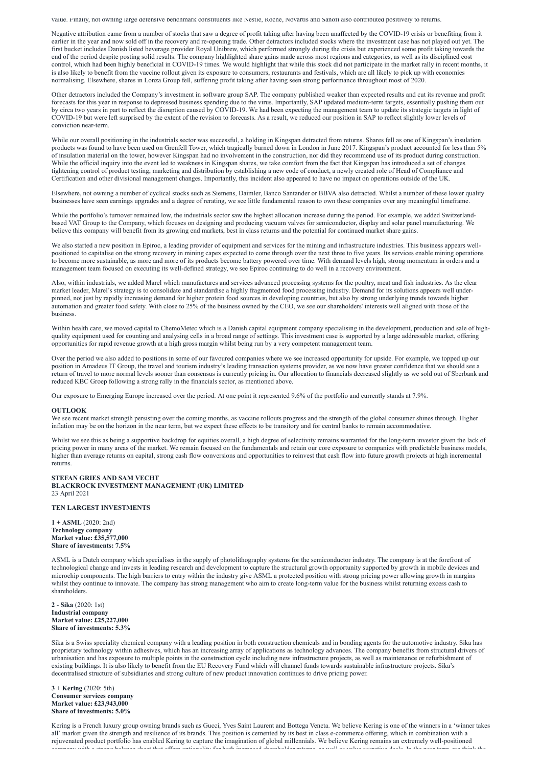value. Finally, not owning large defensive benchmark constituents like Nestle, Roche, Novartis and Sanofi also contributed positively to returns.

Negative attribution came from a number of stocks that saw a degree of profit taking after having been unaffected by the COVID-19 crisis or benefiting from it earlier in the year and now sold off in the recovery and re-opening trade. Other detractors included stocks where the investment case has not played out yet. The first bucket includes Danish listed beverage provider Royal Unibrew, which performed strongly during the crisis but experienced some profit taking towards the end of the period despite posting solid results. The company highlighted share gains made across most regions and categories, as well as its disciplined cost control, which had been highly beneficial in COVID-19 times. We would highlight that while this stock did not participate in the market rally in recent months, it is also likely to benefit from the vaccine rollout given its exposure to consumers, restaurants and festivals, which are all likely to pick up with economies normalising. Elsewhere, shares in Lonza Group fell, suffering profit taking after having seen strong performance throughout most of 2020.

Other detractors included the Company's investment in software group SAP. The company published weaker than expected results and cut its revenue and profit forecasts for this year in response to depressed business spending due to the virus. Importantly, SAP updated medium-term targets, essentially pushing them out by circa two years in part to reflect the disruption caused by COVID-19. We had been expecting the management team to update its strategic targets in light of COVID-19 but were left surprised by the extent of the revision to forecasts. As a result, we reduced our position in SAP to reflect slightly lower levels of conviction near-term.

While our overall positioning in the industrials sector was successful, a holding in Kingspan detracted from returns. Shares fell as one of Kingspan's insulation products was found to have been used on Grenfell Tower, which tragically burned down in London in June 2017. Kingspan's product accounted for less than 5% of insulation material on the tower, however Kingspan had no involvement in the construction, nor did they recommend use of its product during construction. While the official inquiry into the event led to weakness in Kingspan shares, we take comfort from the fact that Kingspan has introduced a set of changes tightening control of product testing, marketing and distribution by establishing a new code of conduct, a newly created role of Head of Compliance and Certification and other divisional management changes. Importantly, this incident also appeared to have no impact on operations outside of the UK.

Elsewhere, not owning a number of cyclical stocks such as Siemens, Daimler, Banco Santander or BBVA also detracted. Whilst a number of these lower quality businesses have seen earnings upgrades and a degree of rerating, we see little fundamental reason to own these companies over any meaningful timeframe.

While the portfolio's turnover remained low, the industrials sector saw the highest allocation increase during the period. For example, we added Switzerland-based VAT Group to the Company, which focuses on designing and producing vacuum valves for semiconductor, display and solar panel manufacturing. We believe this company will benefit from its growing end markets, best in class returns and the potential for continued market share gains.

We also started a new position in Epiroc, a leading provider of equipment and services for the mining and infrastructure industries. This business appears well-positioned to capitalise on the strong recovery in mining capex expected to come through over the next three to five years. Its services enable mining operations to become more sustainable, as more and more of its products become battery powered over time. With demand levels high, strong momentum in orders and a management team focused on executing its well-defined strategy, we see Epiroc continuing to do well in a recovery environment.

Also, within industrials, we added Marel which manufactures and services advanced processing systems for the poultry, meat and fish industries. As the clear market leader, Marel's strategy is to consolidate and standardise a highly fragmented food processing industry. Demand for its solutions appears well under-pinned, not just by rapidly increasing demand for higher protein food sources in developing countries, but also by strong underlying trends towards higher automation and greater food safety. With close to 25% of the business owned by the CEO, we see our shareholders' interests well aligned with those of the business.

Within health care, we moved capital to ChemoMetec which is a Danish capital equipment company specialising in the development, production and sale of high-quality equipment used for counting and analysing cells in a broad range of settings. This investment case is supported by a large addressable market, offering opportunities for rapid revenue growth at a high gross margin whilst being run by a very competent management team.

Over the period we also added to positions in some of our favoured companies where we see increased opportunity for upside. For example, we topped up our position in Amadeus IT Group, the travel and tourism industry's leading transaction systems provider, as we now have greater confidence that we should see a return of travel to more normal levels sooner than consensus is currently pricing in. Our allocation to financials decreased slightly as we sold out of Sberbank and reduced KBC Groep following a strong rally in the financials sector, as mentioned above.

Our exposure to Emerging Europe increased over the period. At one point it represented 9.6% of the portfolio and currently stands at 7.9%.

## OUTLOOK

We see recent market strength persisting over the coming months, as vaccine rollouts progress and the strength of the global consumer shines through. Higher inflation may be on the horizon in the near term, but we expect these effects to be transitory and for central banks to remain accommodative.

Whilst we see this as being a supportive backdrop for equities overall, a high degree of selectivity remains warranted for the long-term investor given the lack of pricing power in many areas of the market. We remain focused on the fundamentals and retain our core exposure to companies with predictable business models, higher than average returns on capital, strong cash flow conversions and opportunities to reinvest that cash flow into future growth projects at high incremental returns.

**STEFAN GRIES AND SAM VECHT**
**BLACKROCK INVESTMENT MANAGEMENT (UK) LIMITED**
23 April 2021

## TEN LARGEST INVESTMENTS

**1 + ASML** (2020: 2nd)
**Technology company**
**Market value: £35,577,000**
**Share of investments: 7.5%**

ASML is a Dutch company which specialises in the supply of photolithography systems for the semiconductor industry. The company is at the forefront of technological change and invests in leading research and development to capture the structural growth opportunity supported by growth in mobile devices and microchip components. The high barriers to entry within the industry give ASML a protected position with strong pricing power allowing growth in margins whilst they continue to innovate. The company has strong management who aim to create long-term value for the business whilst returning excess cash to shareholders.

**2 - Sika** (2020: 1st)
**Industrial company**
**Market value: £25,227,000**
**Share of investments: 5.3%**

Sika is a Swiss speciality chemical company with a leading position in both construction chemicals and in bonding agents for the automotive industry. Sika has proprietary technology within adhesives, which has an increasing array of applications as technology advances. The company benefits from structural drivers of urbanisation and has exposure to multiple points in the construction cycle including new infrastructure projects, as well as maintenance or refurbishment of existing buildings. It is also likely to benefit from the EU Recovery Fund which will channel funds towards sustainable infrastructure projects. Sika's decentralised structure of subsidiaries and strong culture of new product innovation continues to drive pricing power.

**3 + Kering** (2020: 5th)
**Consumer services company**
**Market value: £23,943,000**
**Share of investments: 5.0%**

Kering is a French luxury group owning brands such as Gucci, Yves Saint Laurent and Bottega Veneta. We believe Kering is one of the winners in a 'winner takes all' market given the strength and resilience of its brands. This position is cemented by its best in class e-commerce offering, which in combination with a rejuvenated product portfolio has enabled Kering to capture the imagination of global millennials. We believe Kering remains an extremely well-positioned company with a strong balance sheet that offers optionality for both increased shareholder returns, as well as value accretive deals. In the near term, we think the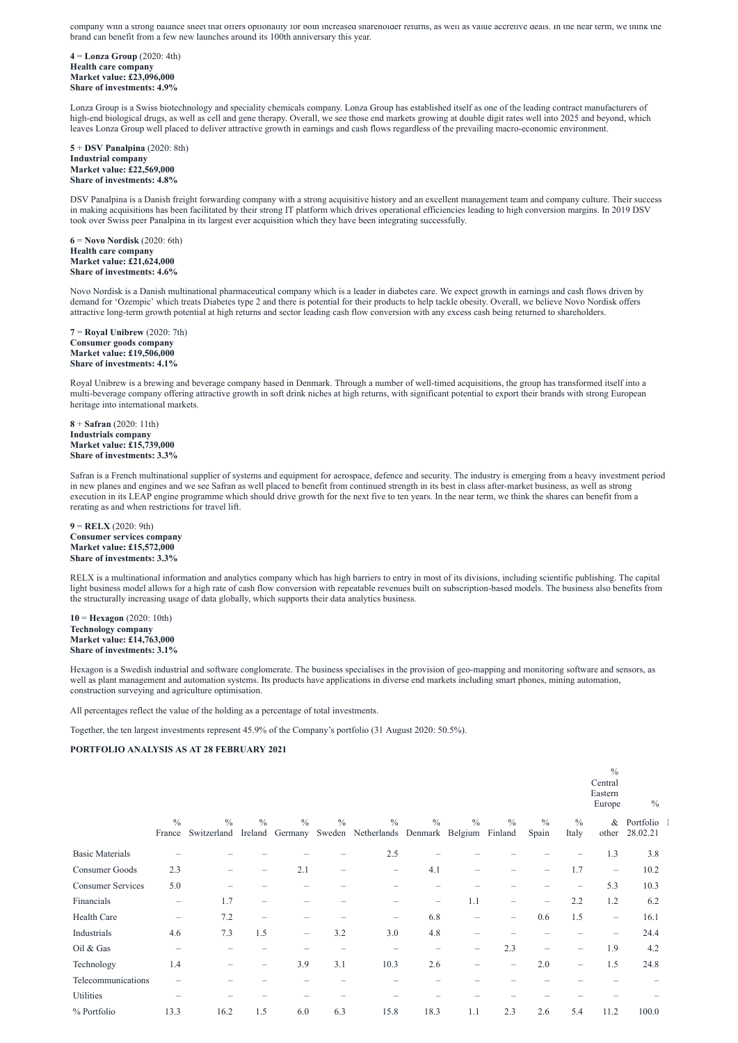company with a strong balance sheet that offers optionality for both increased shareholder returns, as well as value accretive deals. In the near term, we think the brand can benefit from a few new launches around its 100th anniversary this year.

**4** = **Lonza Group** (2020: 4th)
**Health care company**
**Market value: £23,096,000**
**Share of investments: 4.9%**

Lonza Group is a Swiss biotechnology and speciality chemicals company. Lonza Group has established itself as one of the leading contract manufacturers of high-end biological drugs, as well as cell and gene therapy. Overall, we see those end markets growing at double digit rates well into 2025 and beyond, which leaves Lonza Group well placed to deliver attractive growth in earnings and cash flows regardless of the prevailing macro-economic environment.

**5** + **DSV Panalpina** (2020: 8th)
**Industrial company**
**Market value: £22,569,000**
**Share of investments: 4.8%**

DSV Panalpina is a Danish freight forwarding company with a strong acquisitive history and an excellent management team and company culture. Their success in making acquisitions has been facilitated by their strong IT platform which drives operational efficiencies leading to high conversion margins. In 2019 DSV took over Swiss peer Panalpina in its largest ever acquisition which they have been integrating successfully.

**6** = **Novo Nordisk** (2020: 6th)
**Health care company**
**Market value: £21,624,000**
**Share of investments: 4.6%**

Novo Nordisk is a Danish multinational pharmaceutical company which is a leader in diabetes care. We expect growth in earnings and cash flows driven by demand for 'Ozempic' which treats Diabetes type 2 and there is potential for their products to help tackle obesity. Overall, we believe Novo Nordisk offers attractive long-term growth potential at high returns and sector leading cash flow conversion with any excess cash being returned to shareholders.

**7** = **Royal Unibrew** (2020: 7th)
**Consumer goods company**
**Market value: £19,506,000**
**Share of investments: 4.1%**

Royal Unibrew is a brewing and beverage company based in Denmark. Through a number of well-timed acquisitions, the group has transformed itself into a multi-beverage company offering attractive growth in soft drink niches at high returns, with significant potential to export their brands with strong European heritage into international markets.

**8** + **Safran** (2020: 11th)
**Industrials company**
**Market value: £15,739,000**
**Share of investments: 3.3%**

Safran is a French multinational supplier of systems and equipment for aerospace, defence and security. The industry is emerging from a heavy investment period in new planes and engines and we see Safran as well placed to benefit from continued strength in its best in class after-market business, as well as strong execution in its LEAP engine programme which should drive growth for the next five to ten years. In the near term, we think the shares can benefit from a rerating as and when restrictions for travel lift.

**9** = **RELX** (2020: 9th)
**Consumer services company**
**Market value: £15,572,000**
**Share of investments: 3.3%**

RELX is a multinational information and analytics company which has high barriers to entry in most of its divisions, including scientific publishing. The capital light business model allows for a high rate of cash flow conversion with repeatable revenues built on subscription-based models. The business also benefits from the structurally increasing usage of data globally, which supports their data analytics business.

**10** = **Hexagon** (2020: 10th)
**Technology company**
**Market value: £14,763,000**
**Share of investments: 3.1%**

Hexagon is a Swedish industrial and software conglomerate. The business specialises in the provision of geo-mapping and monitoring software and sensors, as well as plant management and automation systems. Its products have applications in diverse end markets including smart phones, mining automation, construction surveying and agriculture optimisation.

All percentages reflect the value of the holding as a percentage of total investments.

Together, the ten largest investments represent 45.9% of the Company's portfolio (31 August 2020: 50.5%).

**PORTFOLIO ANALYSIS AS AT 28 FEBRUARY 2021**

| | % France | % Switzerland | % Ireland | % Germany | % Sweden | % Netherlands | % Denmark | % Belgium | % Finland | % Spain | % Italy | % Central Eastern Europe & other | % Portfolio 28.02.21 |
|---|---|---|---|---|---|---|---|---|---|---|---|---|---|
| Basic Materials | – | – | – | – | – | 2.5 | – | – | – | – | – | 1.3 | 3.8 |
| Consumer Goods | 2.3 | – | – | 2.1 | – | – | 4.1 | – | – | – | 1.7 | – | 10.2 |
| Consumer Services | 5.0 | – | – | – | – | – | – | – | – | – | – | 5.3 | 10.3 |
| Financials | – | 1.7 | – | – | – | – | – | 1.1 | – | – | 2.2 | 1.2 | 6.2 |
| Health Care | – | 7.2 | – | – | – | – | 6.8 | – | – | 0.6 | 1.5 | – | 16.1 |
| Industrials | 4.6 | 7.3 | 1.5 | – | 3.2 | 3.0 | 4.8 | – | – | – | – | – | 24.4 |
| Oil & Gas | – | – | – | – | – | – | – | – | 2.3 | – | – | 1.9 | 4.2 |
| Technology | 1.4 | – | – | 3.9 | 3.1 | 10.3 | 2.6 | – | – | 2.0 | – | 1.5 | 24.8 |
| Telecommunications | – | – | – | – | – | – | – | – | – | – | – | – | – |
| Utilities | – | – | – | – | – | – | – | – | – | – | – | – | – |
| % Portfolio | 13.3 | 16.2 | 1.5 | 6.0 | 6.3 | 15.8 | 18.3 | 1.1 | 2.3 | 2.6 | 5.4 | 11.2 | 100.0 |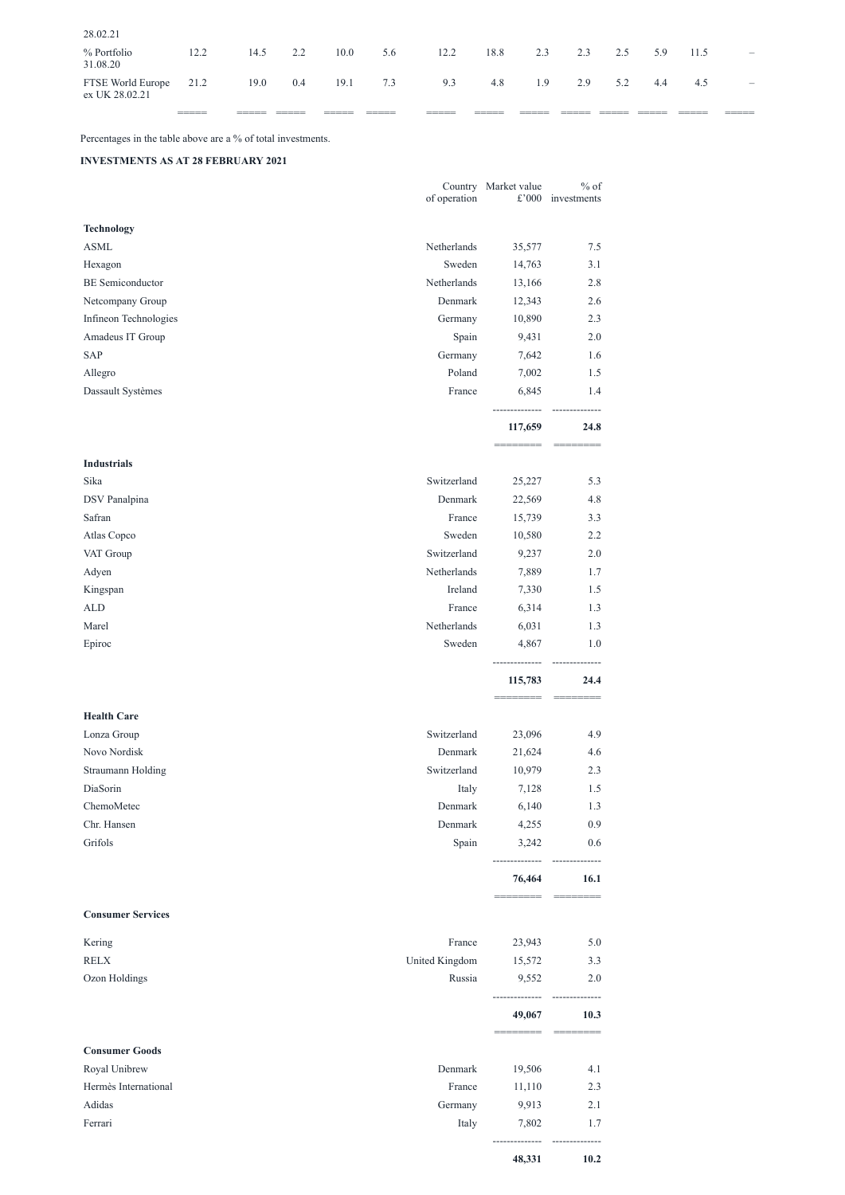| 28.02.21 | | | | | | | | | | | | | |
|---|---|---|---|---|---|---|---|---|---|---|---|---|---|
| % Portfolio 31.08.20 | 12.2 | 14.5 | 2.2 | 10.0 | 5.6 | 12.2 | 18.8 | 2.3 | 2.3 | 2.5 | 5.9 | 11.5 | – |
| FTSE World Europe ex UK 28.02.21 | 21.2 | 19.0 | 0.4 | 19.1 | 7.3 | 9.3 | 4.8 | 1.9 | 2.9 | 5.2 | 4.4 | 4.5 | – |

Percentages in the table above are a % of total investments.

**INVESTMENTS AS AT 28 FEBRUARY 2021**

| | Country of operation | Market value £'000 | % of investments |
|---|---|---|---|
| **Technology** | | | |
| ASML | Netherlands | 35,577 | 7.5 |
| Hexagon | Sweden | 14,763 | 3.1 |
| BE Semiconductor | Netherlands | 13,166 | 2.8 |
| Netcompany Group | Denmark | 12,343 | 2.6 |
| Infineon Technologies | Germany | 10,890 | 2.3 |
| Amadeus IT Group | Spain | 9,431 | 2.0 |
| SAP | Germany | 7,642 | 1.6 |
| Allegro | Poland | 7,002 | 1.5 |
| Dassault Systèmes | France | 6,845 | 1.4 |
| | | **117,659** | **24.8** |
| **Industrials** | | | |
| Sika | Switzerland | 25,227 | 5.3 |
| DSV Panalpina | Denmark | 22,569 | 4.8 |
| Safran | France | 15,739 | 3.3 |
| Atlas Copco | Sweden | 10,580 | 2.2 |
| VAT Group | Switzerland | 9,237 | 2.0 |
| Adyen | Netherlands | 7,889 | 1.7 |
| Kingspan | Ireland | 7,330 | 1.5 |
| ALD | France | 6,314 | 1.3 |
| Marel | Netherlands | 6,031 | 1.3 |
| Epiroc | Sweden | 4,867 | 1.0 |
| | | **115,783** | **24.4** |
| **Health Care** | | | |
| Lonza Group | Switzerland | 23,096 | 4.9 |
| Novo Nordisk | Denmark | 21,624 | 4.6 |
| Straumann Holding | Switzerland | 10,979 | 2.3 |
| DiaSorin | Italy | 7,128 | 1.5 |
| ChemoMetec | Denmark | 6,140 | 1.3 |
| Chr. Hansen | Denmark | 4,255 | 0.9 |
| Grifols | Spain | 3,242 | 0.6 |
| | | **76,464** | **16.1** |
| **Consumer Services** | | | |
| Kering | France | 23,943 | 5.0 |
| RELX | United Kingdom | 15,572 | 3.3 |
| Ozon Holdings | Russia | 9,552 | 2.0 |
| | | **49,067** | **10.3** |
| **Consumer Goods** | | | |
| Royal Unibrew | Denmark | 19,506 | 4.1 |
| Hermès International | France | 11,110 | 2.3 |
| Adidas | Germany | 9,913 | 2.1 |
| Ferrari | Italy | 7,802 | 1.7 |
| | | **48,331** | **10.2** |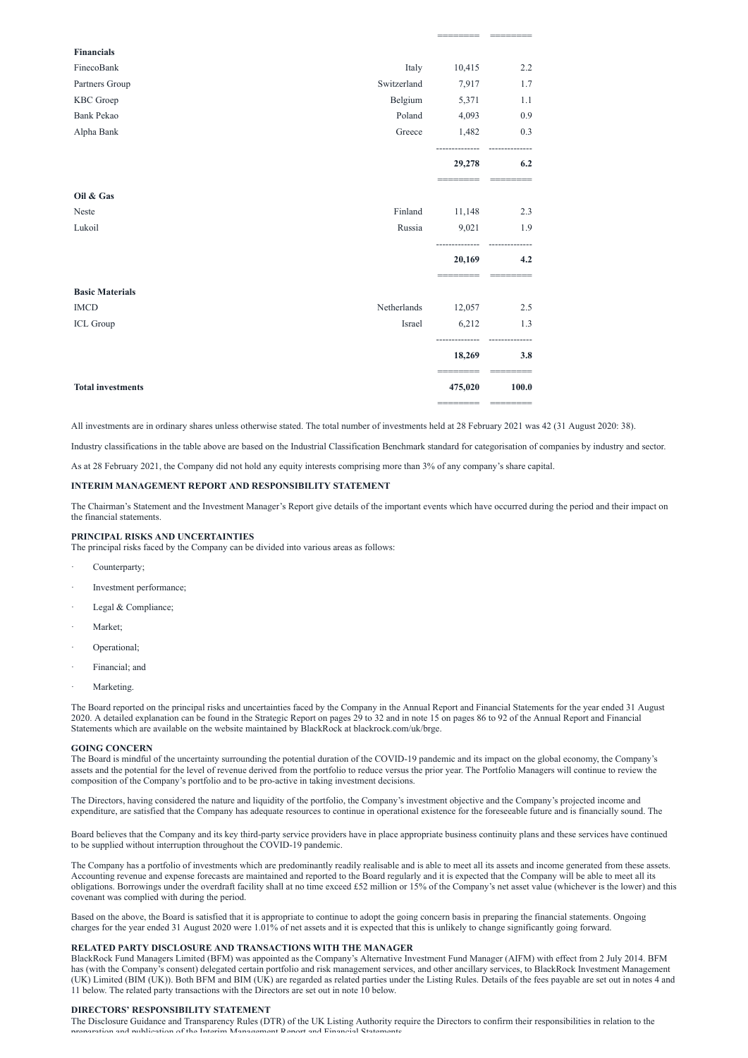| | | | |
|---|---|---|---|
| **Financials** | | | |
| FinecoBank | Italy | 10,415 | 2.2 |
| Partners Group | Switzerland | 7,917 | 1.7 |
| KBC Groep | Belgium | 5,371 | 1.1 |
| Bank Pekao | Poland | 4,093 | 0.9 |
| Alpha Bank | Greece | 1,482 | 0.3 |
| | | **29,278** | **6.2** |
| **Oil & Gas** | | | |
| Neste | Finland | 11,148 | 2.3 |
| Lukoil | Russia | 9,021 | 1.9 |
| | | **20,169** | **4.2** |
| **Basic Materials** | | | |
| IMCD | Netherlands | 12,057 | 2.5 |
| ICL Group | Israel | 6,212 | 1.3 |
| | | **18,269** | **3.8** |
| **Total investments** | | **475,020** | **100.0** |

All investments are in ordinary shares unless otherwise stated. The total number of investments held at 28 February 2021 was 42 (31 August 2020: 38).

Industry classifications in the table above are based on the Industrial Classification Benchmark standard for categorisation of companies by industry and sector.

As at 28 February 2021, the Company did not hold any equity interests comprising more than 3% of any company's share capital.

## INTERIM MANAGEMENT REPORT AND RESPONSIBILITY STATEMENT

The Chairman's Statement and the Investment Manager's Report give details of the important events which have occurred during the period and their impact on the financial statements.

### PRINCIPAL RISKS AND UNCERTAINTIES

The principal risks faced by the Company can be divided into various areas as follows:

- Counterparty;
- Investment performance;
- Legal & Compliance;
- Market;
- Operational;
- Financial; and
- Marketing.

The Board reported on the principal risks and uncertainties faced by the Company in the Annual Report and Financial Statements for the year ended 31 August 2020. A detailed explanation can be found in the Strategic Report on pages 29 to 32 and in note 15 on pages 86 to 92 of the Annual Report and Financial Statements which are available on the website maintained by BlackRock at blackrock.com/uk/brge.

### GOING CONCERN

The Board is mindful of the uncertainty surrounding the potential duration of the COVID-19 pandemic and its impact on the global economy, the Company's assets and the potential for the level of revenue derived from the portfolio to reduce versus the prior year. The Portfolio Managers will continue to review the composition of the Company's portfolio and to be pro-active in taking investment decisions.

The Directors, having considered the nature and liquidity of the portfolio, the Company's investment objective and the Company's projected income and expenditure, are satisfied that the Company has adequate resources to continue in operational existence for the foreseeable future and is financially sound. The

Board believes that the Company and its key third-party service providers have in place appropriate business continuity plans and these services have continued to be supplied without interruption throughout the COVID-19 pandemic.

The Company has a portfolio of investments which are predominantly readily realisable and is able to meet all its assets and income generated from these assets. Accounting revenue and expense forecasts are maintained and reported to the Board regularly and it is expected that the Company will be able to meet all its obligations. Borrowings under the overdraft facility shall at no time exceed £52 million or 15% of the Company's net asset value (whichever is the lower) and this covenant was complied with during the period.

Based on the above, the Board is satisfied that it is appropriate to continue to adopt the going concern basis in preparing the financial statements. Ongoing charges for the year ended 31 August 2020 were 1.01% of net assets and it is expected that this is unlikely to change significantly going forward.

### RELATED PARTY DISCLOSURE AND TRANSACTIONS WITH THE MANAGER

BlackRock Fund Managers Limited (BFM) was appointed as the Company's Alternative Investment Fund Manager (AIFM) with effect from 2 July 2014. BFM has (with the Company's consent) delegated certain portfolio and risk management services, and other ancillary services, to BlackRock Investment Management (UK) Limited (BIM (UK)). Both BFM and BIM (UK) are regarded as related parties under the Listing Rules. Details of the fees payable are set out in notes 4 and 11 below. The related party transactions with the Directors are set out in note 10 below.

### DIRECTORS' RESPONSIBILITY STATEMENT

The Disclosure Guidance and Transparency Rules (DTR) of the UK Listing Authority require the Directors to confirm their responsibilities in relation to the preparation and publication of the Interim Management Report and Financial Statements.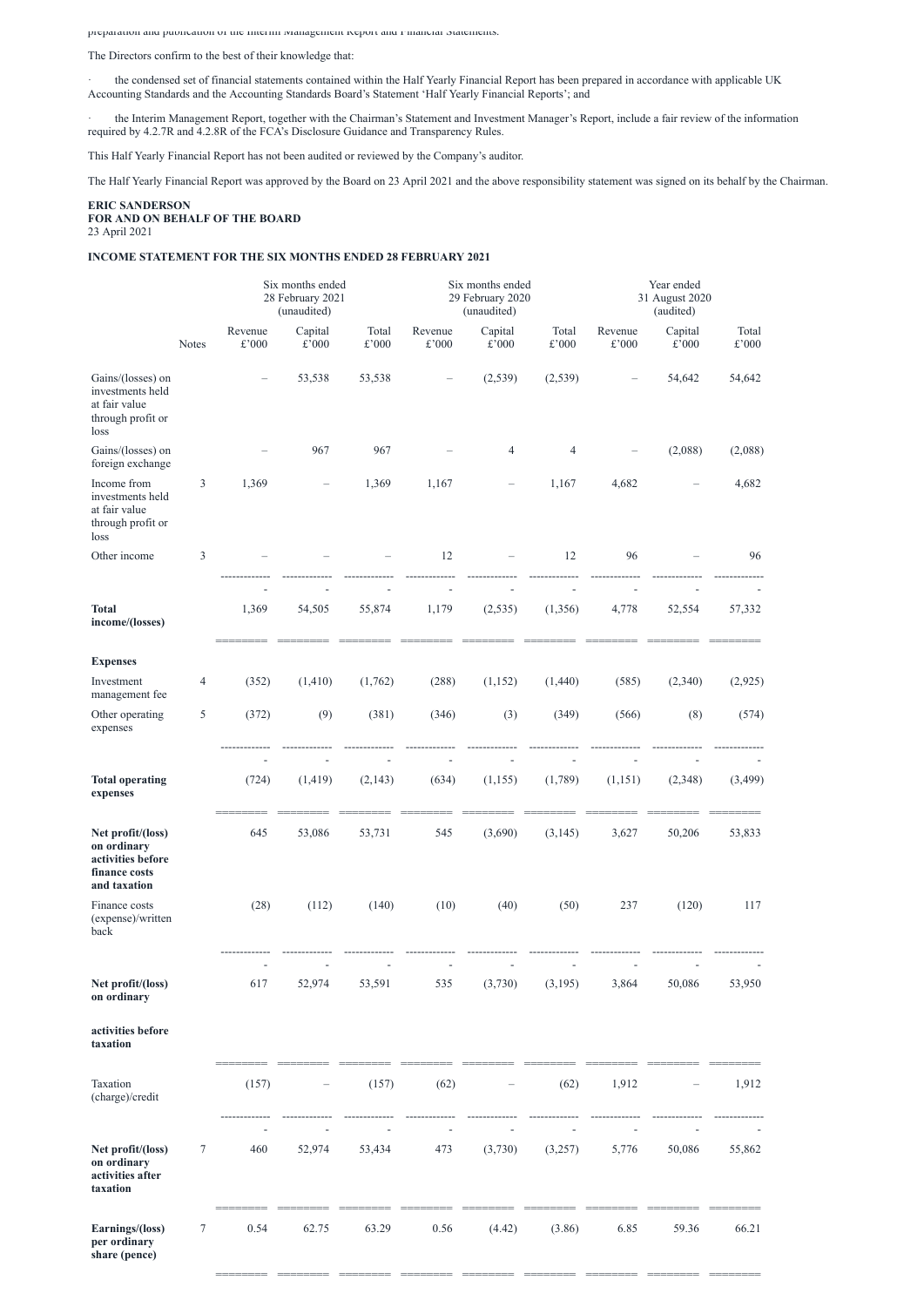preparation and publication of the Interim Management Report and Financial Statements.

The Directors confirm to the best of their knowledge that:

· the condensed set of financial statements contained within the Half Yearly Financial Report has been prepared in accordance with applicable UK Accounting Standards and the Accounting Standards Board's Statement 'Half Yearly Financial Reports'; and

· the Interim Management Report, together with the Chairman's Statement and Investment Manager's Report, include a fair review of the information required by 4.2.7R and 4.2.8R of the FCA's Disclosure Guidance and Transparency Rules.

This Half Yearly Financial Report has not been audited or reviewed by the Company's auditor.

The Half Yearly Financial Report was approved by the Board on 23 April 2021 and the above responsibility statement was signed on its behalf by the Chairman.

**ERIC SANDERSON**
**FOR AND ON BEHALF OF THE BOARD**
23 April 2021

**INCOME STATEMENT FOR THE SIX MONTHS ENDED 28 FEBRUARY 2021**

| | | Six months ended 28 February 2021 (unaudited) | | | Six months ended 29 February 2020 (unaudited) | | | Year ended 31 August 2020 (audited) | | |
|---|---|---|---|---|---|---|---|---|---|---|
| | Notes | Revenue £'000 | Capital £'000 | Total £'000 | Revenue £'000 | Capital £'000 | Total £'000 | Revenue £'000 | Capital £'000 | Total £'000 |
| Gains/(losses) on investments held at fair value through profit or loss | | – | 53,538 | 53,538 | – | (2,539) | (2,539) | – | 54,642 | 54,642 |
| Gains/(losses) on foreign exchange | | – | 967 | 967 | – | 4 | 4 | – | (2,088) | (2,088) |
| Income from investments held at fair value through profit or loss | 3 | 1,369 | – | 1,369 | 1,167 | – | 1,167 | 4,682 | – | 4,682 |
| Other income | 3 | – | – | – | 12 | – | 12 | 96 | – | 96 |
| **Total income/(losses)** | | 1,369 | 54,505 | 55,874 | 1,179 | (2,535) | (1,356) | 4,778 | 52,554 | 57,332 |
| **Expenses** | | | | | | | | | | |
| Investment management fee | 4 | (352) | (1,410) | (1,762) | (288) | (1,152) | (1,440) | (585) | (2,340) | (2,925) |
| Other operating expenses | 5 | (372) | (9) | (381) | (346) | (3) | (349) | (566) | (8) | (574) |
| **Total operating expenses** | | (724) | (1,419) | (2,143) | (634) | (1,155) | (1,789) | (1,151) | (2,348) | (3,499) |
| **Net profit/(loss) on ordinary activities before finance costs and taxation** | | 645 | 53,086 | 53,731 | 545 | (3,690) | (3,145) | 3,627 | 50,206 | 53,833 |
| Finance costs (expense)/written back | | (28) | (112) | (140) | (10) | (40) | (50) | 237 | (120) | 117 |
| **Net profit/(loss) on ordinary activities before taxation** | | 617 | 52,974 | 53,591 | 535 | (3,730) | (3,195) | 3,864 | 50,086 | 53,950 |
| Taxation (charge)/credit | | (157) | – | (157) | (62) | – | (62) | 1,912 | – | 1,912 |
| **Net profit/(loss) on ordinary activities after taxation** | 7 | 460 | 52,974 | 53,434 | 473 | (3,730) | (3,257) | 5,776 | 50,086 | 55,862 |
| **Earnings/(loss) per ordinary share (pence)** | 7 | 0.54 | 62.75 | 63.29 | 0.56 | (4.42) | (3.86) | 6.85 | 59.36 | 66.21 |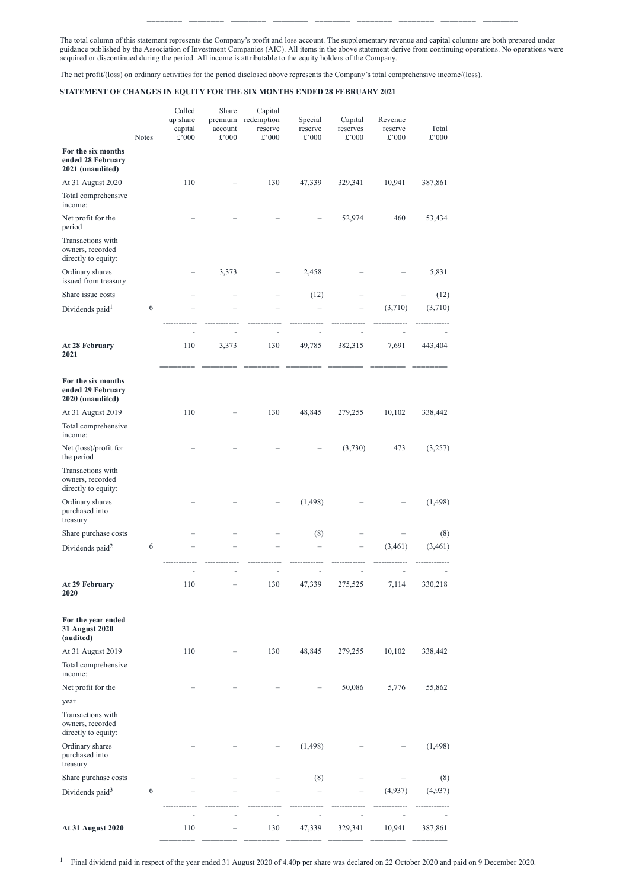The total column of this statement represents the Company's profit and loss account. The supplementary revenue and capital columns are both prepared under guidance published by the Association of Investment Companies (AIC). All items in the above statement derive from continuing operations. No operations were acquired or discontinued during the period. All income is attributable to the equity holders of the Company.

The net profit/(loss) on ordinary activities for the period disclosed above represents the Company's total comprehensive income/(loss).

**STATEMENT OF CHANGES IN EQUITY FOR THE SIX MONTHS ENDED 28 FEBRUARY 2021**

| | Notes | Called up share capital £'000 | Share premium account £'000 | Capital redemption reserve £'000 | Special reserve £'000 | Capital reserves £'000 | Revenue reserve £'000 | Total £'000 |
|---|---|---|---|---|---|---|---|---|
| **For the six months ended 28 February 2021 (unaudited)** | | | | | | | | |
| At 31 August 2020 | | 110 | – | 130 | 47,339 | 329,341 | 10,941 | 387,861 |
| Total comprehensive income: | | | | | | | | |
| Net profit for the period | | – | – | – | – | 52,974 | 460 | 53,434 |
| Transactions with owners, recorded directly to equity: | | | | | | | | |
| Ordinary shares issued from treasury | | – | 3,373 | – | 2,458 | – | – | 5,831 |
| Share issue costs | | – | – | – | (12) | – | – | (12) |
| Dividends paid[1] | 6 | – | – | – | – | – | (3,710) | (3,710) |
| **At 28 February 2021** | | 110 | 3,373 | 130 | 49,785 | 382,315 | 7,691 | 443,404 |
| **For the six months ended 29 February 2020 (unaudited)** | | | | | | | | |
| At 31 August 2019 | | 110 | – | 130 | 48,845 | 279,255 | 10,102 | 338,442 |
| Total comprehensive income: | | | | | | | | |
| Net (loss)/profit for the period | | – | – | – | – | (3,730) | 473 | (3,257) |
| Transactions with owners, recorded directly to equity: | | | | | | | | |
| Ordinary shares purchased into treasury | | – | – | – | (1,498) | – | – | (1,498) |
| Share purchase costs | | – | – | – | (8) | – | – | (8) |
| Dividends paid[2] | 6 | – | – | – | – | – | (3,461) | (3,461) |
| **At 29 February 2020** | | 110 | – | 130 | 47,339 | 275,525 | 7,114 | 330,218 |
| **For the year ended 31 August 2020 (audited)** | | | | | | | | |
| At 31 August 2019 | | 110 | – | 130 | 48,845 | 279,255 | 10,102 | 338,442 |
| Total comprehensive income: | | | | | | | | |
| Net profit for the year | | – | – | – | – | 50,086 | 5,776 | 55,862 |
| Transactions with owners, recorded directly to equity: | | | | | | | | |
| Ordinary shares purchased into treasury | | – | – | – | (1,498) | – | – | (1,498) |
| Share purchase costs | | – | – | – | (8) | – | – | (8) |
| Dividends paid[3] | 6 | – | – | – | – | – | (4,937) | (4,937) |
| **At 31 August 2020** | | 110 | – | 130 | 47,339 | 329,341 | 10,941 | 387,861 |

[1] Final dividend paid in respect of the year ended 31 August 2020 of 4.40p per share was declared on 22 October 2020 and paid on 9 December 2020.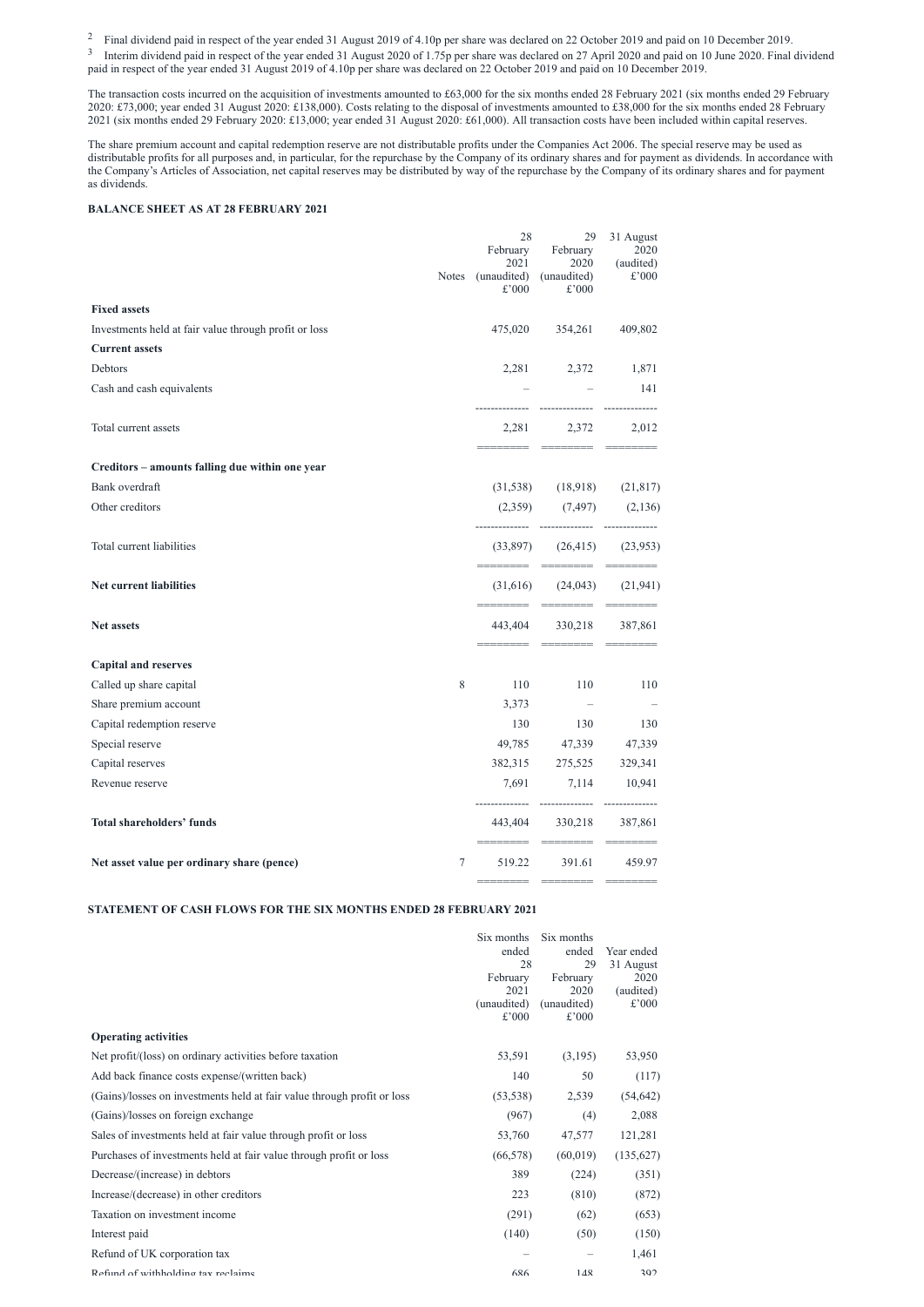[2] Final dividend paid in respect of the year ended 31 August 2019 of 4.10p per share was declared on 22 October 2019 and paid on 10 December 2019.

[3] Interim dividend paid in respect of the year ended 31 August 2020 of 1.75p per share was declared on 27 April 2020 and paid on 10 June 2020. Final dividend paid in respect of the year ended 31 August 2019 of 4.10p per share was declared on 22 October 2019 and paid on 10 December 2019.

The transaction costs incurred on the acquisition of investments amounted to £63,000 for the six months ended 28 February 2021 (six months ended 29 February 2020: £73,000; year ended 31 August 2020: £138,000). Costs relating to the disposal of investments amounted to £38,000 for the six months ended 28 February 2021 (six months ended 29 February 2020: £13,000; year ended 31 August 2020: £61,000). All transaction costs have been included within capital reserves.

The share premium account and capital redemption reserve are not distributable profits under the Companies Act 2006. The special reserve may be used as distributable profits for all purposes and, in particular, for the repurchase by the Company of its ordinary shares and for payment as dividends. In accordance with the Company's Articles of Association, net capital reserves may be distributed by way of the repurchase by the Company of its ordinary shares and for payment as dividends.

**BALANCE SHEET AS AT 28 FEBRUARY 2021**

| | Notes | 28 February 2021 (unaudited) £'000 | 29 February 2020 (unaudited) £'000 | 31 August 2020 (audited) £'000 |
|---|---|---|---|---|
| **Fixed assets** | | | | |
| Investments held at fair value through profit or loss | | 475,020 | 354,261 | 409,802 |
| **Current assets** | | | | |
| Debtors | | 2,281 | 2,372 | 1,871 |
| Cash and cash equivalents | | – | – | 141 |
| Total current assets | | 2,281 | 2,372 | 2,012 |
| **Creditors – amounts falling due within one year** | | | | |
| Bank overdraft | | (31,538) | (18,918) | (21,817) |
| Other creditors | | (2,359) | (7,497) | (2,136) |
| Total current liabilities | | (33,897) | (26,415) | (23,953) |
| **Net current liabilities** | | (31,616) | (24,043) | (21,941) |
| **Net assets** | | 443,404 | 330,218 | 387,861 |
| **Capital and reserves** | | | | |
| Called up share capital | 8 | 110 | 110 | 110 |
| Share premium account | | 3,373 | – | – |
| Capital redemption reserve | | 130 | 130 | 130 |
| Special reserve | | 49,785 | 47,339 | 47,339 |
| Capital reserves | | 382,315 | 275,525 | 329,341 |
| Revenue reserve | | 7,691 | 7,114 | 10,941 |
| **Total shareholders' funds** | | 443,404 | 330,218 | 387,861 |
| **Net asset value per ordinary share (pence)** | 7 | 519.22 | 391.61 | 459.97 |

**STATEMENT OF CASH FLOWS FOR THE SIX MONTHS ENDED 28 FEBRUARY 2021**

| | Six months ended 28 February 2021 (unaudited) £'000 | Six months ended 29 February 2020 (unaudited) £'000 | Year ended 31 August 2020 (audited) £'000 |
|---|---|---|---|
| **Operating activities** | | | |
| Net profit/(loss) on ordinary activities before taxation | 53,591 | (3,195) | 53,950 |
| Add back finance costs expense/(written back) | 140 | 50 | (117) |
| (Gains)/losses on investments held at fair value through profit or loss | (53,538) | 2,539 | (54,642) |
| (Gains)/losses on foreign exchange | (967) | (4) | 2,088 |
| Sales of investments held at fair value through profit or loss | 53,760 | 47,577 | 121,281 |
| Purchases of investments held at fair value through profit or loss | (66,578) | (60,019) | (135,627) |
| Decrease/(increase) in debtors | 389 | (224) | (351) |
| Increase/(decrease) in other creditors | 223 | (810) | (872) |
| Taxation on investment income | (291) | (62) | (653) |
| Interest paid | (140) | (50) | (150) |
| Refund of UK corporation tax | – | – | 1,461 |
| Refund of withholding tax reclaims | 686 | 148 | 392 |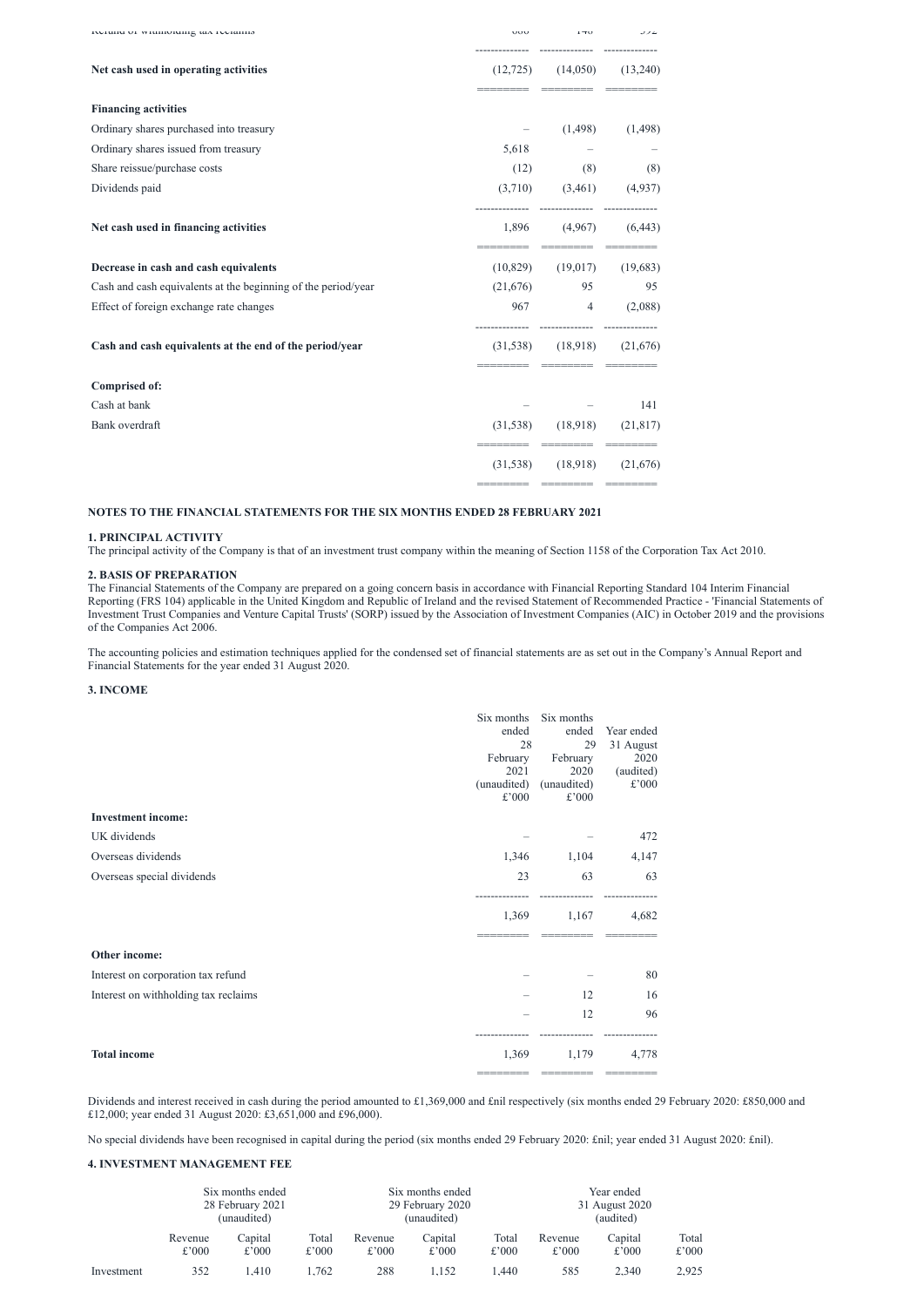| | | | |
|---|---|---|---|
| Refund of withholding tax reclaims | 666 | 148 | 592 |
| **Net cash used in operating activities** | (12,725) | (14,050) | (13,240) |
| **Financing activities** | | | |
| Ordinary shares purchased into treasury | – | (1,498) | (1,498) |
| Ordinary shares issued from treasury | 5,618 | – | – |
| Share reissue/purchase costs | (12) | (8) | (8) |
| Dividends paid | (3,710) | (3,461) | (4,937) |
| **Net cash used in financing activities** | 1,896 | (4,967) | (6,443) |
| **Decrease in cash and cash equivalents** | (10,829) | (19,017) | (19,683) |
| Cash and cash equivalents at the beginning of the period/year | (21,676) | 95 | 95 |
| Effect of foreign exchange rate changes | 967 | 4 | (2,088) |
| **Cash and cash equivalents at the end of the period/year** | (31,538) | (18,918) | (21,676) |
| **Comprised of:** | | | |
| Cash at bank | – | – | 141 |
| Bank overdraft | (31,538) | (18,918) | (21,817) |
| | (31,538) | (18,918) | (21,676) |

## NOTES TO THE FINANCIAL STATEMENTS FOR THE SIX MONTHS ENDED 28 FEBRUARY 2021

### 1. PRINCIPAL ACTIVITY

The principal activity of the Company is that of an investment trust company within the meaning of Section 1158 of the Corporation Tax Act 2010.

### 2. BASIS OF PREPARATION

The Financial Statements of the Company are prepared on a going concern basis in accordance with Financial Reporting Standard 104 Interim Financial Reporting (FRS 104) applicable in the United Kingdom and Republic of Ireland and the revised Statement of Recommended Practice - 'Financial Statements of Investment Trust Companies and Venture Capital Trusts' (SORP) issued by the Association of Investment Companies (AIC) in October 2019 and the provisions of the Companies Act 2006.

The accounting policies and estimation techniques applied for the condensed set of financial statements are as set out in the Company's Annual Report and Financial Statements for the year ended 31 August 2020.

### 3. INCOME

| | Six months ended 28 February 2021 (unaudited) £'000 | Six months ended 29 February 2020 (unaudited) £'000 | Year ended 31 August 2020 (audited) £'000 |
|---|---|---|---|
| **Investment income:** | | | |
| UK dividends | – | – | 472 |
| Overseas dividends | 1,346 | 1,104 | 4,147 |
| Overseas special dividends | 23 | 63 | 63 |
| | 1,369 | 1,167 | 4,682 |
| **Other income:** | | | |
| Interest on corporation tax refund | – | – | 80 |
| Interest on withholding tax reclaims | – | 12 | 16 |
| | – | 12 | 96 |
| **Total income** | 1,369 | 1,179 | 4,778 |

Dividends and interest received in cash during the period amounted to £1,369,000 and £nil respectively (six months ended 29 February 2020: £850,000 and £12,000; year ended 31 August 2020: £3,651,000 and £96,000).

No special dividends have been recognised in capital during the period (six months ended 29 February 2020: £nil; year ended 31 August 2020: £nil).

### 4. INVESTMENT MANAGEMENT FEE

| | Six months ended 28 February 2021 (unaudited) | | | Six months ended 29 February 2020 (unaudited) | | | Year ended 31 August 2020 (audited) | | |
|---|---|---|---|---|---|---|---|---|---|
| | Revenue £'000 | Capital £'000 | Total £'000 | Revenue £'000 | Capital £'000 | Total £'000 | Revenue £'000 | Capital £'000 | Total £'000 |
| Investment | 352 | 1,410 | 1,762 | 288 | 1,152 | 1,440 | 585 | 2,340 | 2,925 |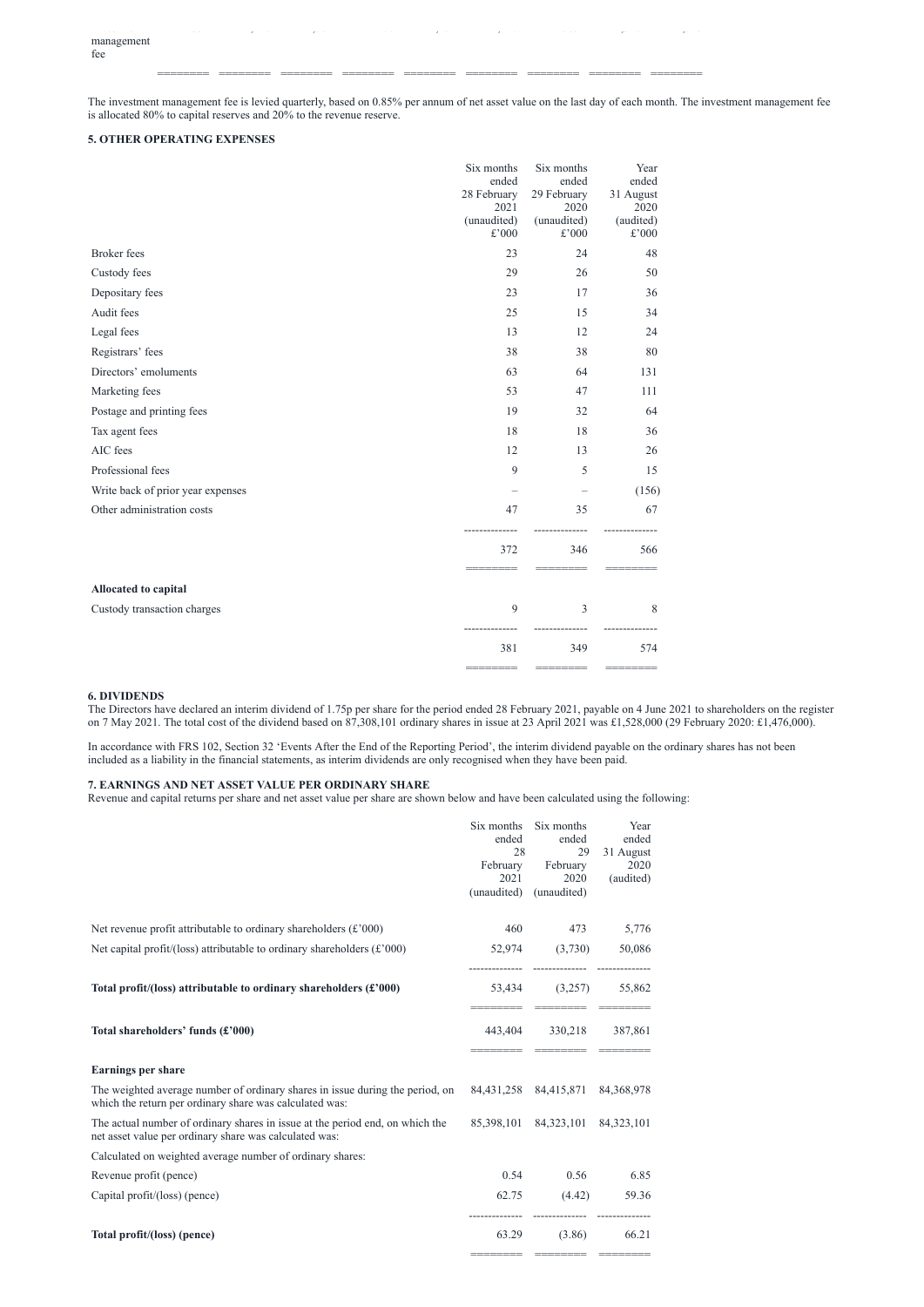management fee

The investment management fee is levied quarterly, based on 0.85% per annum of net asset value on the last day of each month. The investment management fee is allocated 80% to capital reserves and 20% to the revenue reserve.

**5. OTHER OPERATING EXPENSES**

| | Six months ended 28 February 2021 (unaudited) £'000 | Six months ended 29 February 2020 (unaudited) £'000 | Year ended 31 August 2020 (audited) £'000 |
|---|---|---|---|
| Broker fees | 23 | 24 | 48 |
| Custody fees | 29 | 26 | 50 |
| Depositary fees | 23 | 17 | 36 |
| Audit fees | 25 | 15 | 34 |
| Legal fees | 13 | 12 | 24 |
| Registrars' fees | 38 | 38 | 80 |
| Directors' emoluments | 63 | 64 | 131 |
| Marketing fees | 53 | 47 | 111 |
| Postage and printing fees | 19 | 32 | 64 |
| Tax agent fees | 18 | 18 | 36 |
| AIC fees | 12 | 13 | 26 |
| Professional fees | 9 | 5 | 15 |
| Write back of prior year expenses | – | – | (156) |
| Other administration costs | 47 | 35 | 67 |
| | 372 | 346 | 566 |
| **Allocated to capital** | | | |
| Custody transaction charges | 9 | 3 | 8 |
| | 381 | 349 | 574 |

**6. DIVIDENDS**

The Directors have declared an interim dividend of 1.75p per share for the period ended 28 February 2021, payable on 4 June 2021 to shareholders on the register on 7 May 2021. The total cost of the dividend based on 87,308,101 ordinary shares in issue at 23 April 2021 was £1,528,000 (29 February 2020: £1,476,000).

In accordance with FRS 102, Section 32 'Events After the End of the Reporting Period', the interim dividend payable on the ordinary shares has not been included as a liability in the financial statements, as interim dividends are only recognised when they have been paid.

**7. EARNINGS AND NET ASSET VALUE PER ORDINARY SHARE**

Revenue and capital returns per share and net asset value per share are shown below and have been calculated using the following:

| | Six months ended 28 February 2021 (unaudited) | Six months ended 29 February 2020 (unaudited) | Year ended 31 August 2020 (audited) |
|---|---|---|---|
| Net revenue profit attributable to ordinary shareholders (£'000) | 460 | 473 | 5,776 |
| Net capital profit/(loss) attributable to ordinary shareholders (£'000) | 52,974 | (3,730) | 50,086 |
| **Total profit/(loss) attributable to ordinary shareholders (£'000)** | 53,434 | (3,257) | 55,862 |
| **Total shareholders' funds (£'000)** | 443,404 | 330,218 | 387,861 |
| **Earnings per share** | | | |
| The weighted average number of ordinary shares in issue during the period, on which the return per ordinary share was calculated was: | 84,431,258 | 84,415,871 | 84,368,978 |
| The actual number of ordinary shares in issue at the period end, on which the net asset value per ordinary share was calculated was: | 85,398,101 | 84,323,101 | 84,323,101 |
| Calculated on weighted average number of ordinary shares: | | | |
| Revenue profit (pence) | 0.54 | 0.56 | 6.85 |
| Capital profit/(loss) (pence) | 62.75 | (4.42) | 59.36 |
| **Total profit/(loss) (pence)** | 63.29 | (3.86) | 66.21 |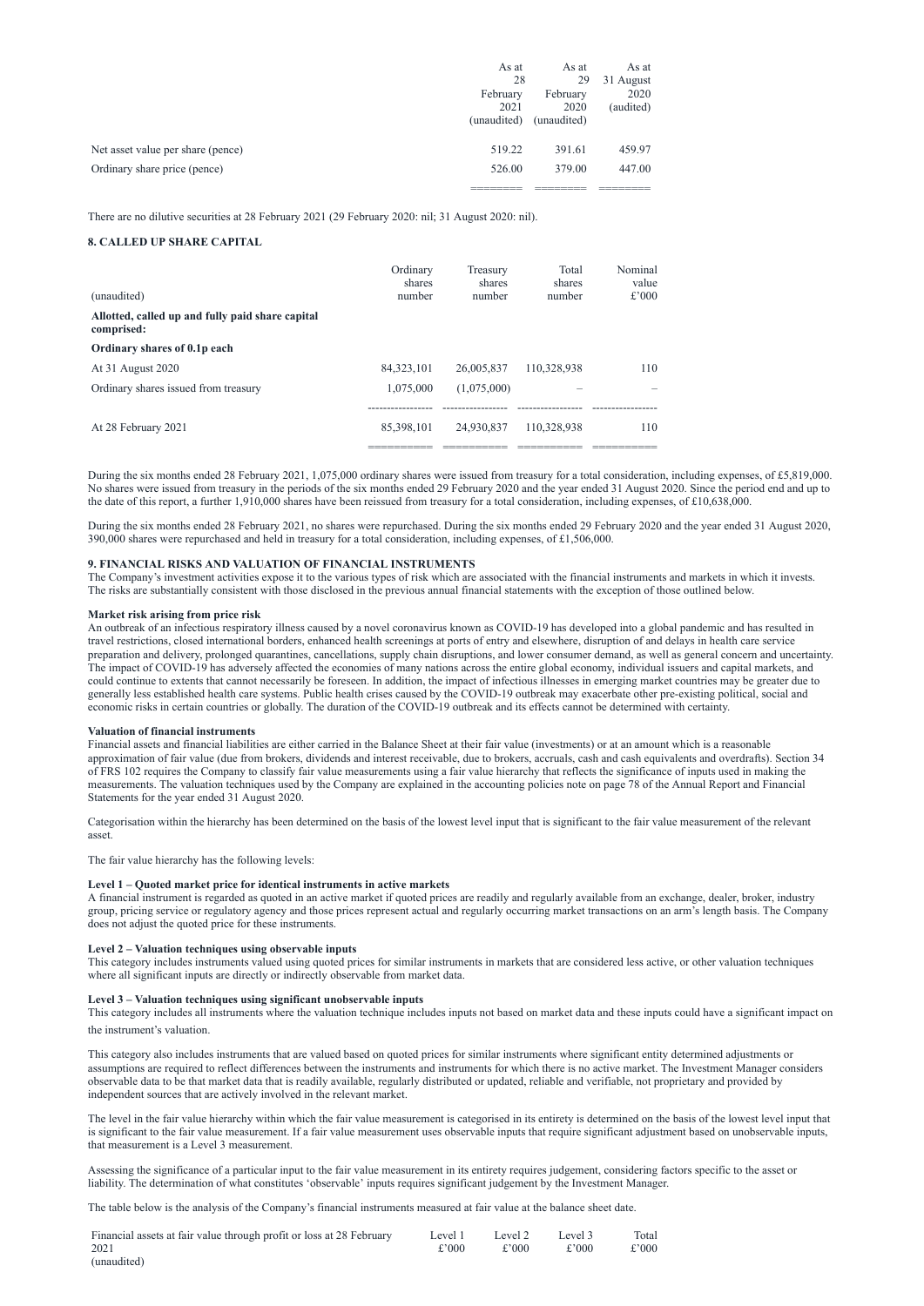| | As at 28 February 2021 (unaudited) | As at 29 February 2020 (unaudited) | As at 31 August 2020 (audited) |
|---|---|---|---|
| Net asset value per share (pence) | 519.22 | 391.61 | 459.97 |
| Ordinary share price (pence) | 526.00 | 379.00 | 447.00 |

There are no dilutive securities at 28 February 2021 (29 February 2020: nil; 31 August 2020: nil).

## 8. CALLED UP SHARE CAPITAL

| (unaudited) | Ordinary shares number | Treasury shares number | Total shares number | Nominal value £'000 |
|---|---|---|---|---|
| **Allotted, called up and fully paid share capital comprised:** | | | | |
| **Ordinary shares of 0.1p each** | | | | |
| At 31 August 2020 | 84,323,101 | 26,005,837 | 110,328,938 | 110 |
| Ordinary shares issued from treasury | 1,075,000 | (1,075,000) | – | – |
| At 28 February 2021 | 85,398,101 | 24,930,837 | 110,328,938 | 110 |

During the six months ended 28 February 2021, 1,075,000 ordinary shares were issued from treasury for a total consideration, including expenses, of £5,819,000. No shares were issued from treasury in the periods of the six months ended 29 February 2020 and the year ended 31 August 2020. Since the period end and up to the date of this report, a further 1,910,000 shares have been reissued from treasury for a total consideration, including expenses, of £10,638,000.

During the six months ended 28 February 2021, no shares were repurchased. During the six months ended 29 February 2020 and the year ended 31 August 2020, 390,000 shares were repurchased and held in treasury for a total consideration, including expenses, of £1,506,000.

## 9. FINANCIAL RISKS AND VALUATION OF FINANCIAL INSTRUMENTS

The Company's investment activities expose it to the various types of risk which are associated with the financial instruments and markets in which it invests. The risks are substantially consistent with those disclosed in the previous annual financial statements with the exception of those outlined below.

**Market risk arising from price risk**

An outbreak of an infectious respiratory illness caused by a novel coronavirus known as COVID-19 has developed into a global pandemic and has resulted in travel restrictions, closed international borders, enhanced health screenings at ports of entry and elsewhere, disruption of and delays in health care service preparation and delivery, prolonged quarantines, cancellations, supply chain disruptions, and lower consumer demand, as well as general concern and uncertainty. The impact of COVID-19 has adversely affected the economies of many nations across the entire global economy, individual issuers and capital markets, and could continue to extents that cannot necessarily be foreseen. In addition, the impact of infectious illnesses in emerging market countries may be greater due to generally less established health care systems. Public health crises caused by the COVID-19 outbreak may exacerbate other pre-existing political, social and economic risks in certain countries or globally. The duration of the COVID-19 outbreak and its effects cannot be determined with certainty.

**Valuation of financial instruments**

Financial assets and financial liabilities are either carried in the Balance Sheet at their fair value (investments) or at an amount which is a reasonable approximation of fair value (due from brokers, dividends and interest receivable, due to brokers, accruals, cash and cash equivalents and overdrafts). Section 34 of FRS 102 requires the Company to classify fair value measurements using a fair value hierarchy that reflects the significance of inputs used in making the measurements. The valuation techniques used by the Company are explained in the accounting policies note on page 78 of the Annual Report and Financial Statements for the year ended 31 August 2020.

Categorisation within the hierarchy has been determined on the basis of the lowest level input that is significant to the fair value measurement of the relevant asset.

The fair value hierarchy has the following levels:

**Level 1 – Quoted market price for identical instruments in active markets**

A financial instrument is regarded as quoted in an active market if quoted prices are readily and regularly available from an exchange, dealer, broker, industry group, pricing service or regulatory agency and those prices represent actual and regularly occurring market transactions on an arm's length basis. The Company does not adjust the quoted price for these instruments.

**Level 2 – Valuation techniques using observable inputs**

This category includes instruments valued using quoted prices for similar instruments in markets that are considered less active, or other valuation techniques where all significant inputs are directly or indirectly observable from market data.

**Level 3 – Valuation techniques using significant unobservable inputs**

This category includes all instruments where the valuation technique includes inputs not based on market data and these inputs could have a significant impact on the instrument's valuation.

This category also includes instruments that are valued based on quoted prices for similar instruments where significant entity determined adjustments or assumptions are required to reflect differences between the instruments and instruments for which there is no active market. The Investment Manager considers observable data to be that market data that is readily available, regularly distributed or updated, reliable and verifiable, not proprietary and provided by independent sources that are actively involved in the relevant market.

The level in the fair value hierarchy within which the fair value measurement is categorised in its entirety is determined on the basis of the lowest level input that is significant to the fair value measurement. If a fair value measurement uses observable inputs that require significant adjustment based on unobservable inputs, that measurement is a Level 3 measurement.

Assessing the significance of a particular input to the fair value measurement in its entirety requires judgement, considering factors specific to the asset or liability. The determination of what constitutes 'observable' inputs requires significant judgement by the Investment Manager.

The table below is the analysis of the Company's financial instruments measured at fair value at the balance sheet date.

| Financial assets at fair value through profit or loss at 28 February 2021 (unaudited) | Level 1 £'000 | Level 2 £'000 | Level 3 £'000 | Total £'000 |
|---|---|---|---|---|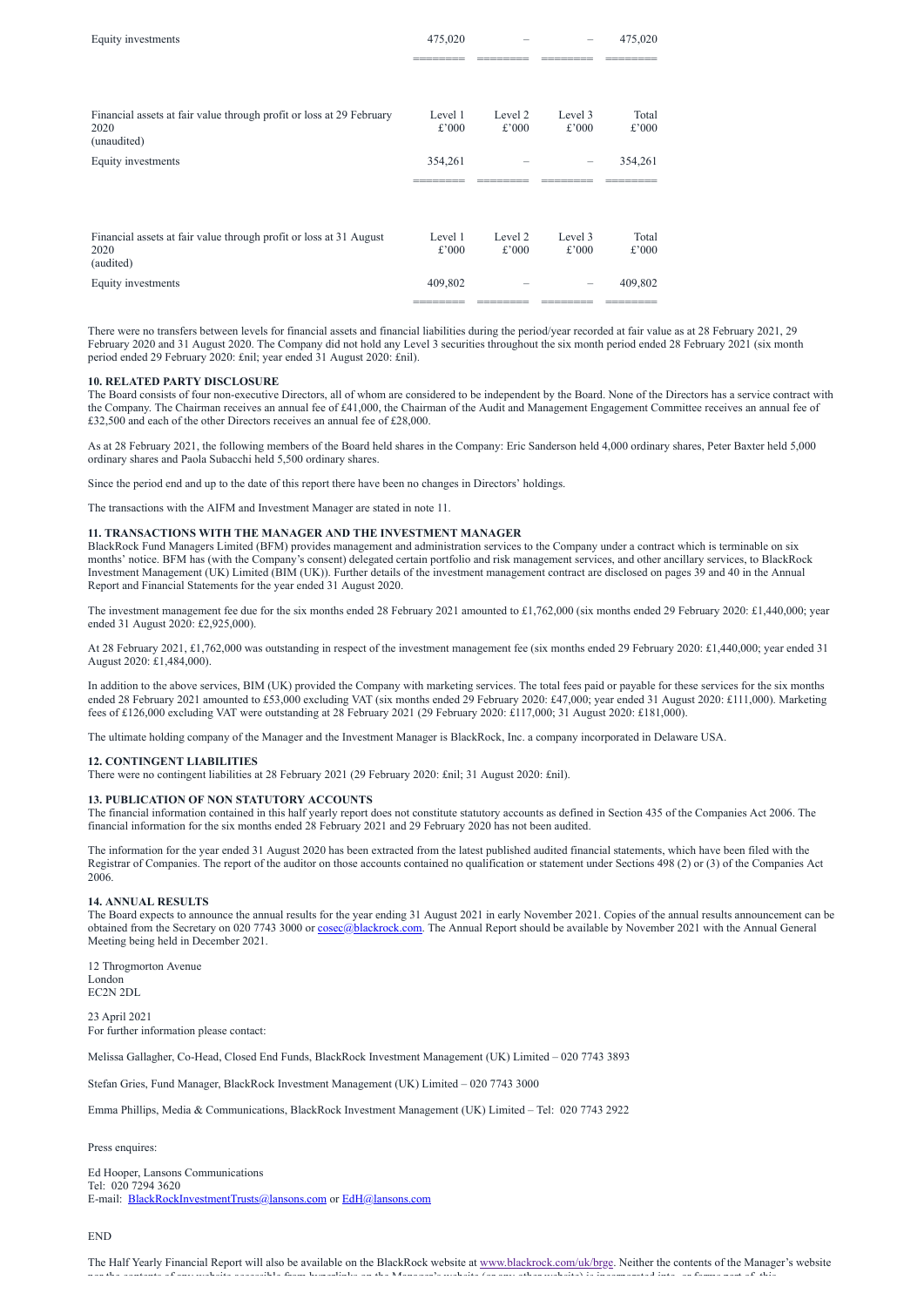| | | | | |
|---|---|---|---|---|
| Equity investments | 475,020 | – | – | 475,020 |

| Financial assets at fair value through profit or loss at 29 February 2020 (unaudited) | Level 1 £'000 | Level 2 £'000 | Level 3 £'000 | Total £'000 |
|---|---|---|---|---|
| Equity investments | 354,261 | – | – | 354,261 |

| Financial assets at fair value through profit or loss at 31 August 2020 (audited) | Level 1 £'000 | Level 2 £'000 | Level 3 £'000 | Total £'000 |
|---|---|---|---|---|
| Equity investments | 409,802 | – | – | 409,802 |

There were no transfers between levels for financial assets and financial liabilities during the period/year recorded at fair value as at 28 February 2021, 29 February 2020 and 31 August 2020. The Company did not hold any Level 3 securities throughout the six month period ended 28 February 2021 (six month period ended 29 February 2020: £nil; year ended 31 August 2020: £nil).

**10. RELATED PARTY DISCLOSURE**

The Board consists of four non-executive Directors, all of whom are considered to be independent by the Board. None of the Directors has a service contract with the Company. The Chairman receives an annual fee of £41,000, the Chairman of the Audit and Management Engagement Committee receives an annual fee of £32,500 and each of the other Directors receives an annual fee of £28,000.

As at 28 February 2021, the following members of the Board held shares in the Company: Eric Sanderson held 4,000 ordinary shares, Peter Baxter held 5,000 ordinary shares and Paola Subacchi held 5,500 ordinary shares.

Since the period end and up to the date of this report there have been no changes in Directors' holdings.

The transactions with the AIFM and Investment Manager are stated in note 11.

**11. TRANSACTIONS WITH THE MANAGER AND THE INVESTMENT MANAGER**

BlackRock Fund Managers Limited (BFM) provides management and administration services to the Company under a contract which is terminable on six months' notice. BFM has (with the Company's consent) delegated certain portfolio and risk management services, and other ancillary services, to BlackRock Investment Management (UK) Limited (BIM (UK)). Further details of the investment management contract are disclosed on pages 39 and 40 in the Annual Report and Financial Statements for the year ended 31 August 2020.

The investment management fee due for the six months ended 28 February 2021 amounted to £1,762,000 (six months ended 29 February 2020: £1,440,000; year ended 31 August 2020: £2,925,000).

At 28 February 2021, £1,762,000 was outstanding in respect of the investment management fee (six months ended 29 February 2020: £1,440,000; year ended 31 August 2020: £1,484,000).

In addition to the above services, BIM (UK) provided the Company with marketing services. The total fees paid or payable for these services for the six months ended 28 February 2021 amounted to £53,000 excluding VAT (six months ended 29 February 2020: £47,000; year ended 31 August 2020: £111,000). Marketing fees of £126,000 excluding VAT were outstanding at 28 February 2021 (29 February 2020: £117,000; 31 August 2020: £181,000).

The ultimate holding company of the Manager and the Investment Manager is BlackRock, Inc. a company incorporated in Delaware USA.

**12. CONTINGENT LIABILITIES**

There were no contingent liabilities at 28 February 2021 (29 February 2020: £nil; 31 August 2020: £nil).

**13. PUBLICATION OF NON STATUTORY ACCOUNTS**

The financial information contained in this half yearly report does not constitute statutory accounts as defined in Section 435 of the Companies Act 2006. The financial information for the six months ended 28 February 2021 and 29 February 2020 has not been audited.

The information for the year ended 31 August 2020 has been extracted from the latest published audited financial statements, which have been filed with the Registrar of Companies. The report of the auditor on those accounts contained no qualification or statement under Sections 498 (2) or (3) of the Companies Act 2006.

**14. ANNUAL RESULTS**

The Board expects to announce the annual results for the year ending 31 August 2021 in early November 2021. Copies of the annual results announcement can be obtained from the Secretary on 020 7743 3000 or cosec@blackrock.com. The Annual Report should be available by November 2021 with the Annual General Meeting being held in December 2021.

12 Throgmorton Avenue
London
EC2N 2DL

23 April 2021
For further information please contact:

Melissa Gallagher, Co-Head, Closed End Funds, BlackRock Investment Management (UK) Limited – 020 7743 3893

Stefan Gries, Fund Manager, BlackRock Investment Management (UK) Limited – 020 7743 3000

Emma Phillips, Media & Communications, BlackRock Investment Management (UK) Limited – Tel: 020 7743 2922

Press enquires:

Ed Hooper, Lansons Communications
Tel: 020 7294 3620
E-mail: BlackRockInvestmentTrusts@lansons.com or EdH@lansons.com

END

The Half Yearly Financial Report will also be available on the BlackRock website at www.blackrock.com/uk/brge. Neither the contents of the Manager's website nor the contents of any website accessible from hyperlinks on the Manager's website (or any other website) is incorporated into, or forms part of, this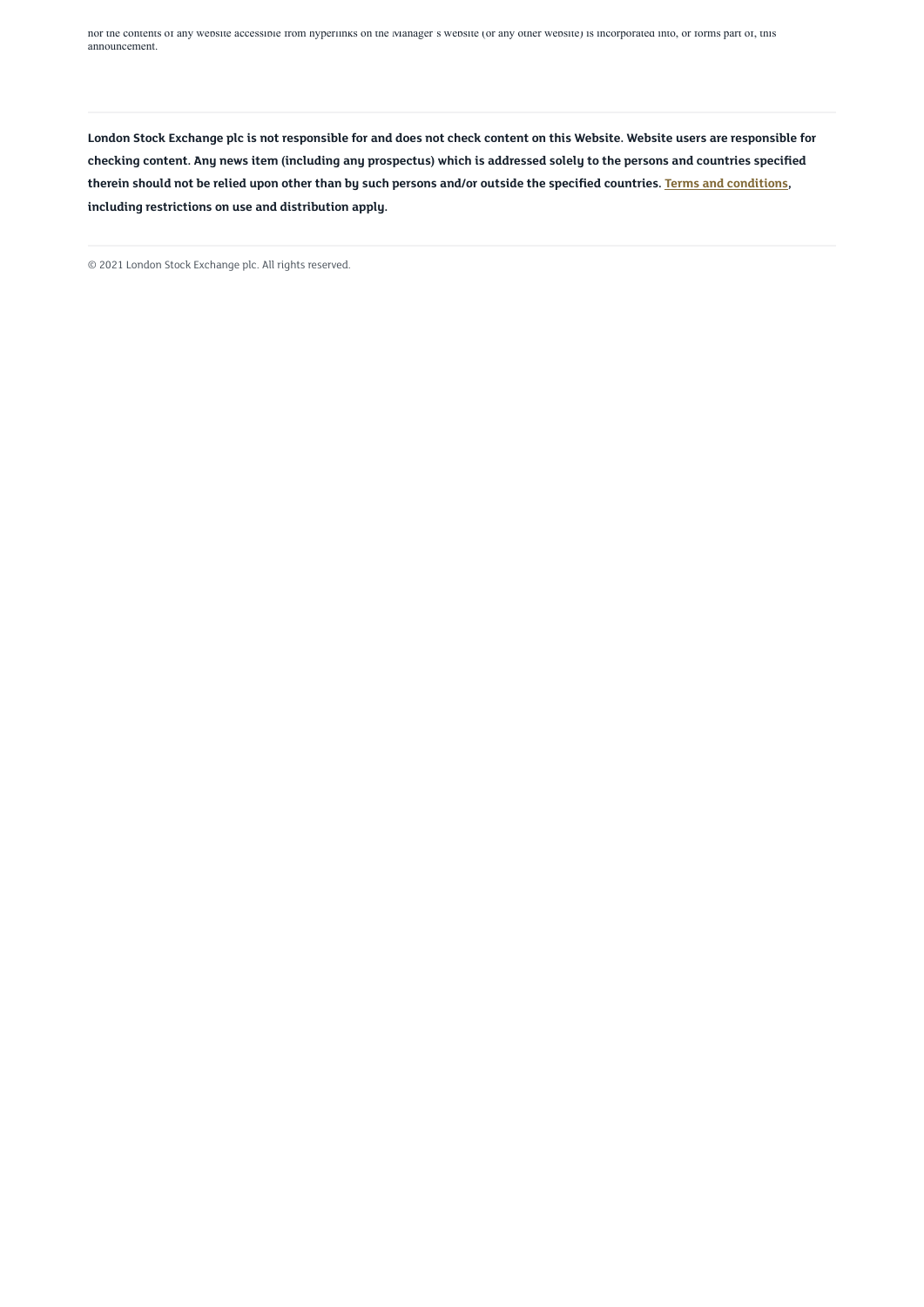nor the contents of any website accessible from hyperlinks on the Manager's website (or any other website) is incorporated into, or forms part of, this announcement.

---

**London Stock Exchange plc is not responsible for and does not check content on this Website. Website users are responsible for checking content. Any news item (including any prospectus) which is addressed solely to the persons and countries specified therein should not be relied upon other than by such persons and/or outside the specified countries. Terms and conditions, including restrictions on use and distribution apply.**

---

© 2021 London Stock Exchange plc. All rights reserved.